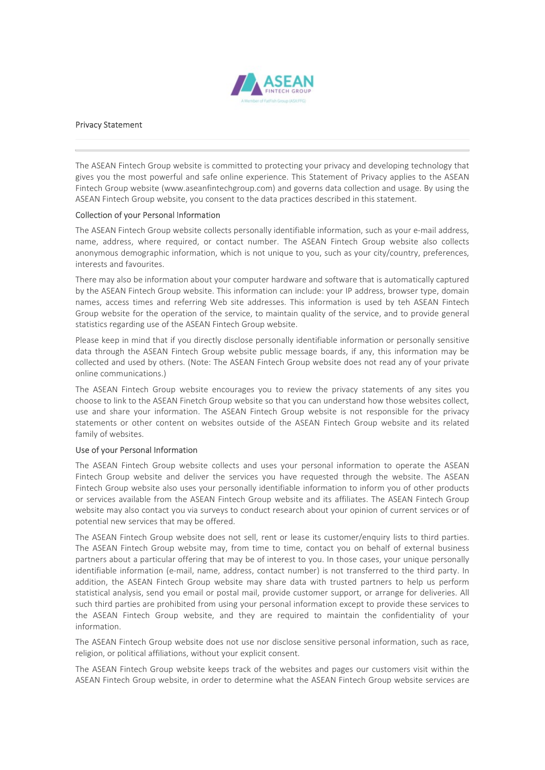# Privacy Statement

---

The ASEAN Fintech Group website is committed to protecting your privacy and developing technology that gives you the most powerful and safe online experience. This Statement of Privacy applies to the ASEAN Fintech Group website (www.aseanfintechgroup.com) and governs data collection and usage. By using the ASEAN Fintech Group website, you consent to the data practices described in this statement.

## Collection of your Personal Information

The ASEAN Fintech Group website collects personally identifiable information, such as your e-mail address, name, address, where required, or contact number. The ASEAN Fintech Group website also collects anonymous demographic information, which is not unique to you, such as your city/country, preferences, interests and favourites.

There may also be information about your computer hardware and software that is automatically captured by the ASEAN Fintech Group website. This information can include: your IP address, browser type, domain names, access times and referring Web site addresses. This information is used by teh ASEAN Fintech Group website for the operation of the service, to maintain quality of the service, and to provide general statistics regarding use of the ASEAN Fintech Group website.

Please keep in mind that if you directly disclose personally identifiable information or personally sensitive data through the ASEAN Fintech Group website public message boards, if any, this information may be collected and used by others. (Note: The ASEAN Fintech Group website does not read any of your private online communications.)

The ASEAN Fintech Group website encourages you to review the privacy statements of any sites you choose to link to the ASEAN Finetch Group website so that you can understand how those websites collect, use and share your information. The ASEAN Fintech Group website is not responsible for the privacy statements or other content on websites outside of the ASEAN Fintech Group website and its related family of websites.

## Use of your Personal Information

The ASEAN Fintech Group website collects and uses your personal information to operate the ASEAN Fintech Group website and deliver the services you have requested through the website. The ASEAN Fintech Group website also uses your personally identifiable information to inform you of other products or services available from the ASEAN Fintech Group website and its affiliates. The ASEAN Fintech Group website may also contact you via surveys to conduct research about your opinion of current services or of potential new services that may be offered.

The ASEAN Fintech Group website does not sell, rent or lease its customer/enquiry lists to third parties. The ASEAN Fintech Group website may, from time to time, contact you on behalf of external business partners about a particular offering that may be of interest to you. In those cases, your unique personally identifiable information (e-mail, name, address, contact number) is not transferred to the third party. In addition, the ASEAN Fintech Group website may share data with trusted partners to help us perform statistical analysis, send you email or postal mail, provide customer support, or arrange for deliveries. All such third parties are prohibited from using your personal information except to provide these services to the ASEAN Fintech Group website, and they are required to maintain the confidentiality of your information.

The ASEAN Fintech Group website does not use nor disclose sensitive personal information, such as race, religion, or political affiliations, without your explicit consent.

The ASEAN Fintech Group website keeps track of the websites and pages our customers visit within the ASEAN Fintech Group website, in order to determine what the ASEAN Fintech Group website services are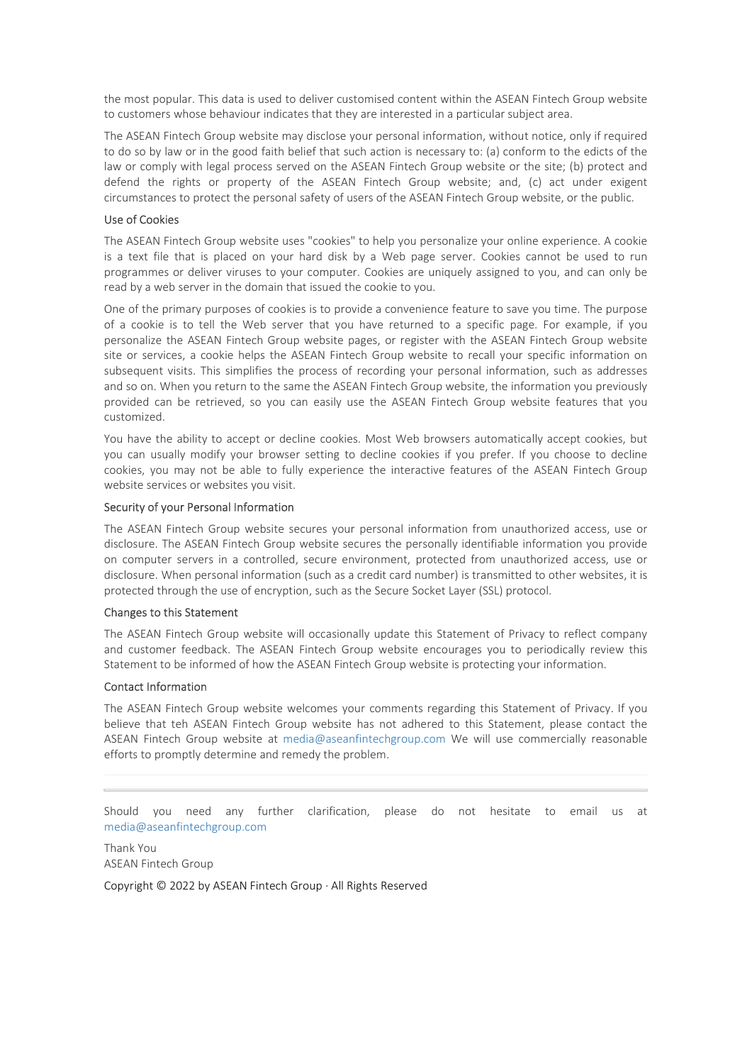the most popular. This data is used to deliver customised content within the ASEAN Fintech Group website to customers whose behaviour indicates that they are interested in a particular subject area.

The ASEAN Fintech Group website may disclose your personal information, without notice, only if required to do so by law or in the good faith belief that such action is necessary to: (a) conform to the edicts of the law or comply with legal process served on the ASEAN Fintech Group website or the site; (b) protect and defend the rights or property of the ASEAN Fintech Group website; and, (c) act under exigent circumstances to protect the personal safety of users of the ASEAN Fintech Group website, or the public.

### Use of Cookies

The ASEAN Fintech Group website uses "cookies" to help you personalize your online experience. A cookie is a text file that is placed on your hard disk by a Web page server. Cookies cannot be used to run programmes or deliver viruses to your computer. Cookies are uniquely assigned to you, and can only be read by a web server in the domain that issued the cookie to you.

One of the primary purposes of cookies is to provide a convenience feature to save you time. The purpose of a cookie is to tell the Web server that you have returned to a specific page. For example, if you personalize the ASEAN Fintech Group website pages, or register with the ASEAN Fintech Group website site or services, a cookie helps the ASEAN Fintech Group website to recall your specific information on subsequent visits. This simplifies the process of recording your personal information, such as addresses and so on. When you return to the same the ASEAN Fintech Group website, the information you previously provided can be retrieved, so you can easily use the ASEAN Fintech Group website features that you customized.

You have the ability to accept or decline cookies. Most Web browsers automatically accept cookies, but you can usually modify your browser setting to decline cookies if you prefer. If you choose to decline cookies, you may not be able to fully experience the interactive features of the ASEAN Fintech Group website services or websites you visit.

### Security of your Personal Information

The ASEAN Fintech Group website secures your personal information from unauthorized access, use or disclosure. The ASEAN Fintech Group website secures the personally identifiable information you provide on computer servers in a controlled, secure environment, protected from unauthorized access, use or disclosure. When personal information (such as a credit card number) is transmitted to other websites, it is protected through the use of encryption, such as the Secure Socket Layer (SSL) protocol.

### Changes to this Statement

The ASEAN Fintech Group website will occasionally update this Statement of Privacy to reflect company and customer feedback. The ASEAN Fintech Group website encourages you to periodically review this Statement to be informed of how the ASEAN Fintech Group website is protecting your information.

### Contact Information

The ASEAN Fintech Group website welcomes your comments regarding this Statement of Privacy. If you believe that teh ASEAN Fintech Group website has not adhered to this Statement, please contact the ASEAN Fintech Group website at media@aseanfintechgroup.com We will use commercially reasonable efforts to promptly determine and remedy the problem.

---

Should you need any further clarification, please do not hesitate to email us at media@aseanfintechgroup.com

Thank You
ASEAN Fintech Group

Copyright © 2022 by ASEAN Fintech Group · All Rights Reserved